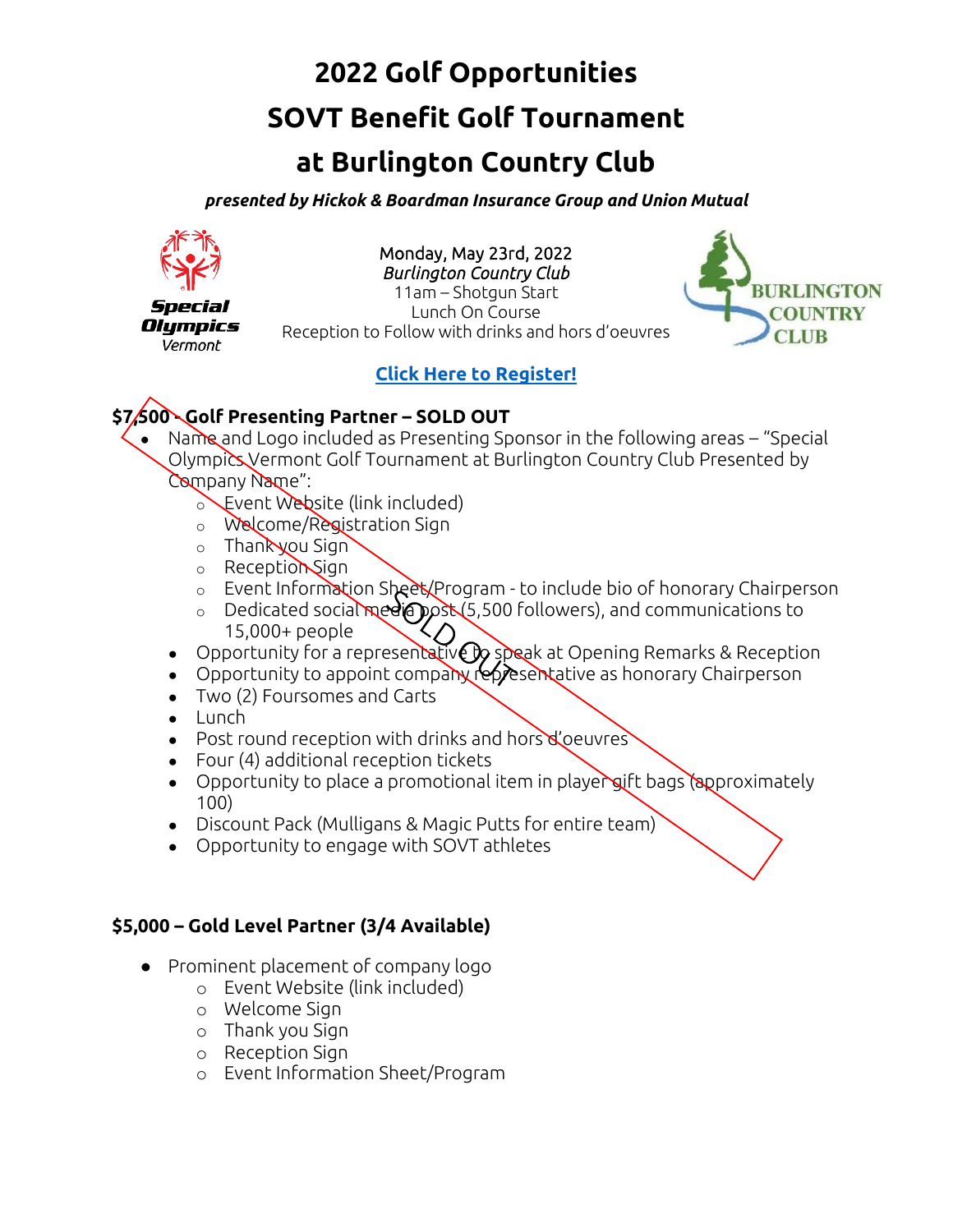# 2022 Golf Opportunities
# SOVT Benefit Golf Tournament
# at Burlington Country Club

***presented by Hickok & Boardman Insurance Group and Union Mutual***

Special Olympics Vermont

Monday, May 23rd, 2022
*Burlington Country Club*
11am – Shotgun Start
Lunch On Course
Reception to Follow with drinks and hors d'oeuvres

BURLINGTON COUNTRY CLUB

**[Click Here to Register!]**

### $7,500 - Golf Presenting Partner – SOLD OUT

SOLD OUT

- Name and Logo included as Presenting Sponsor in the following areas – "Special Olympics Vermont Golf Tournament at Burlington Country Club Presented by Company Name":
  - Event Website (link included)
  - Welcome/Registration Sign
  - Thank you Sign
  - Reception Sign
  - Event Information Sheet/Program - to include bio of honorary Chairperson
  - Dedicated social media post (5,500 followers), and communications to 15,000+ people
- Opportunity for a representative to speak at Opening Remarks & Reception
- Opportunity to appoint company representative as honorary Chairperson
- Two (2) Foursomes and Carts
- Lunch
- Post round reception with drinks and hors d'oeuvres
- Four (4) additional reception tickets
- Opportunity to place a promotional item in player gift bags (approximately 100)
- Discount Pack (Mulligans & Magic Putts for entire team)
- Opportunity to engage with SOVT athletes

### $5,000 – Gold Level Partner (3/4 Available)

- Prominent placement of company logo
  - Event Website (link included)
  - Welcome Sign
  - Thank you Sign
  - Reception Sign
  - Event Information Sheet/Program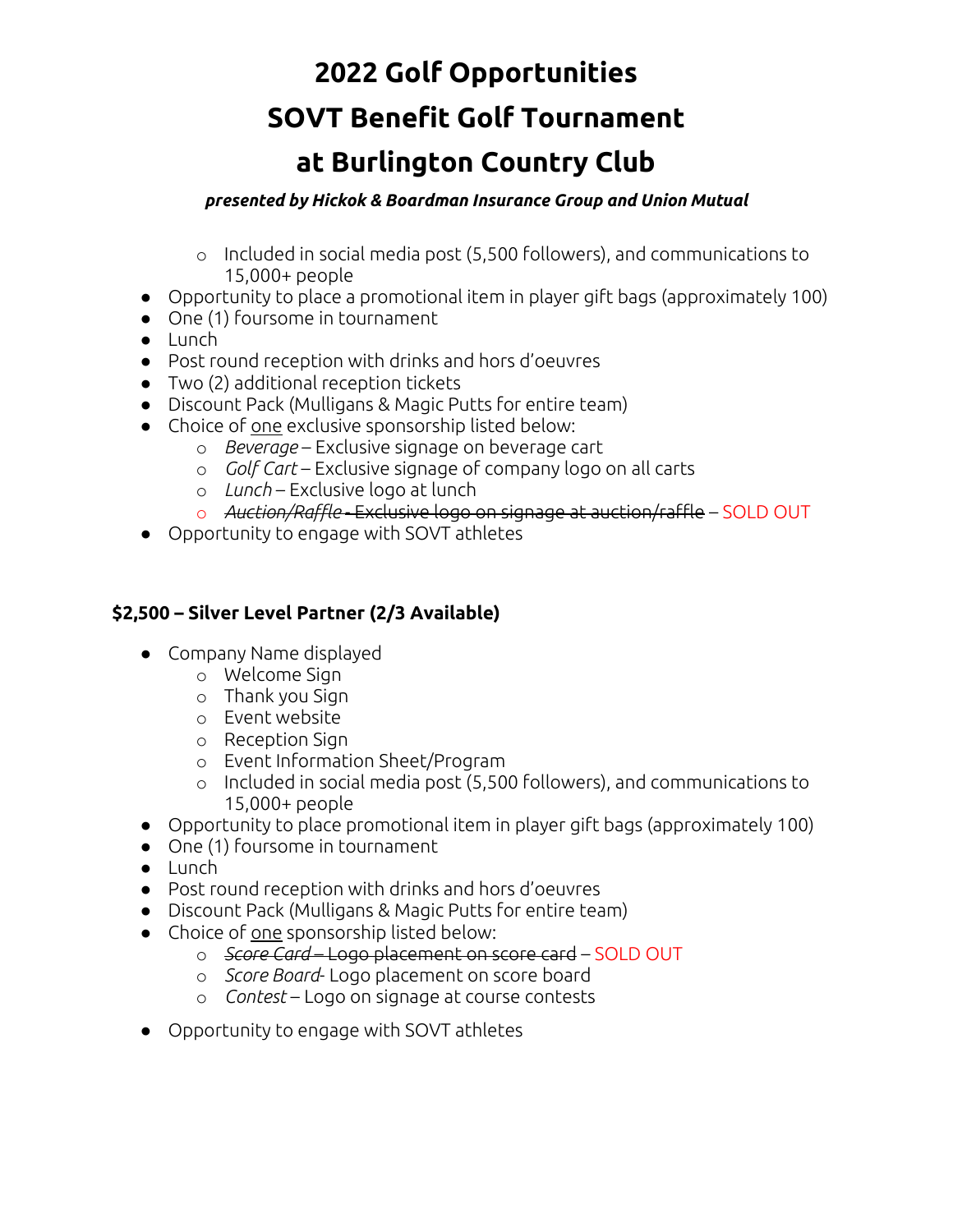# 2022 Golf Opportunities
# SOVT Benefit Golf Tournament
# at Burlington Country Club

***presented by Hickok & Boardman Insurance Group and Union Mutual***

- Included in social media post (5,500 followers), and communications to 15,000+ people
- Opportunity to place a promotional item in player gift bags (approximately 100)
- One (1) foursome in tournament
- Lunch
- Post round reception with drinks and hors d'oeuvres
- Two (2) additional reception tickets
- Discount Pack (Mulligans & Magic Putts for entire team)
- Choice of one exclusive sponsorship listed below:
  - *Beverage* – Exclusive signage on beverage cart
  - *Golf Cart* – Exclusive signage of company logo on all carts
  - *Lunch* – Exclusive logo at lunch
  - ~~*Auction/Raffle* - Exclusive logo on signage at auction/raffle~~ – SOLD OUT
- Opportunity to engage with SOVT athletes

**$2,500 – Silver Level Partner (2/3 Available)**

- Company Name displayed
  - Welcome Sign
  - Thank you Sign
  - Event website
  - Reception Sign
  - Event Information Sheet/Program
  - Included in social media post (5,500 followers), and communications to 15,000+ people
- Opportunity to place promotional item in player gift bags (approximately 100)
- One (1) foursome in tournament
- Lunch
- Post round reception with drinks and hors d'oeuvres
- Discount Pack (Mulligans & Magic Putts for entire team)
- Choice of one sponsorship listed below:
  - ~~*Score Card* – Logo placement on score card~~ – SOLD OUT
  - *Score Board*- Logo placement on score board
  - *Contest* – Logo on signage at course contests
- Opportunity to engage with SOVT athletes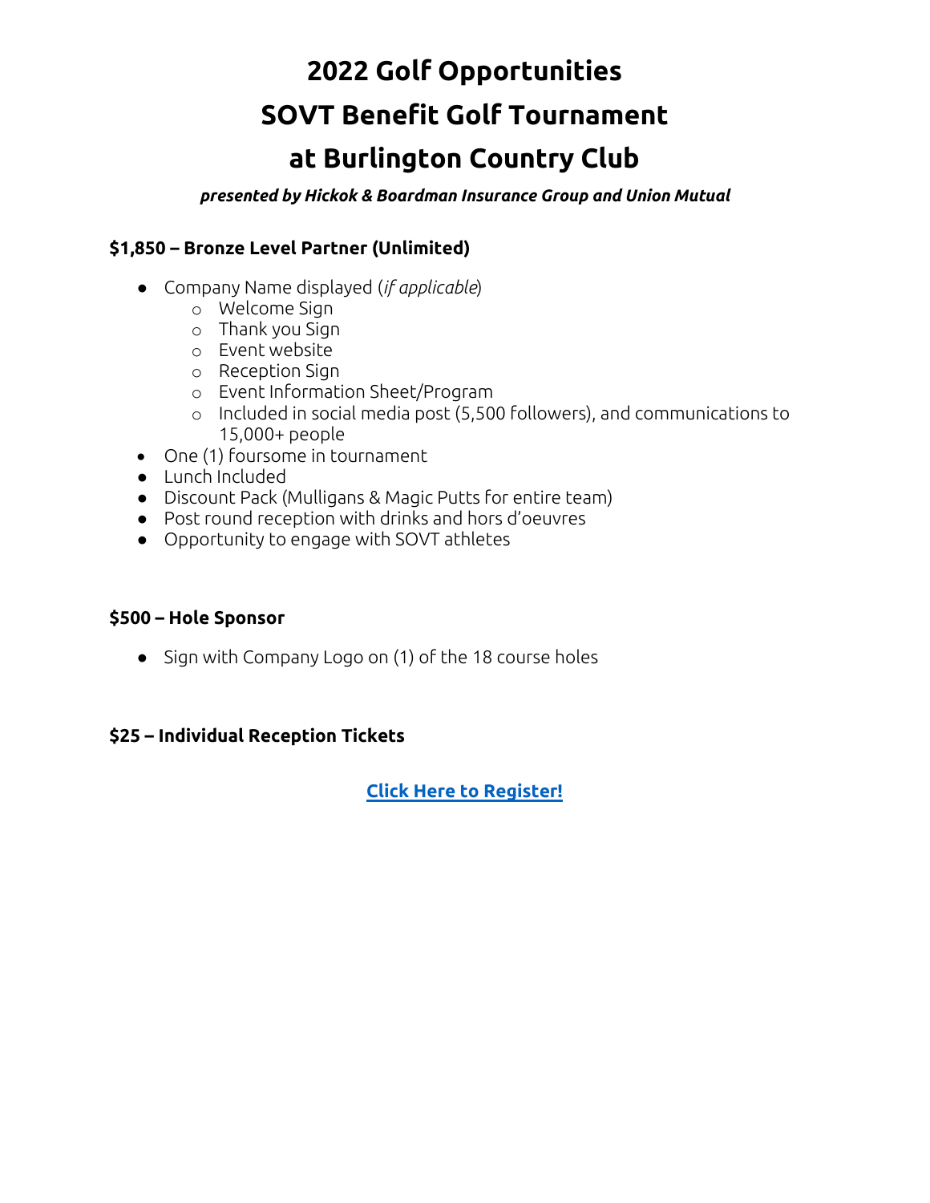# 2022 Golf Opportunities
# SOVT Benefit Golf Tournament
# at Burlington Country Club

***presented by Hickok & Boardman Insurance Group and Union Mutual***

**$1,850 – Bronze Level Partner (Unlimited)**

- Company Name displayed (*if applicable*)
  - Welcome Sign
  - Thank you Sign
  - Event website
  - Reception Sign
  - Event Information Sheet/Program
  - Included in social media post (5,500 followers), and communications to 15,000+ people
- One (1) foursome in tournament
- Lunch Included
- Discount Pack (Mulligans & Magic Putts for entire team)
- Post round reception with drinks and hors d'oeuvres
- Opportunity to engage with SOVT athletes

**$500 – Hole Sponsor**

- Sign with Company Logo on (1) of the 18 course holes

**$25 – Individual Reception Tickets**

**Click Here to Register!**